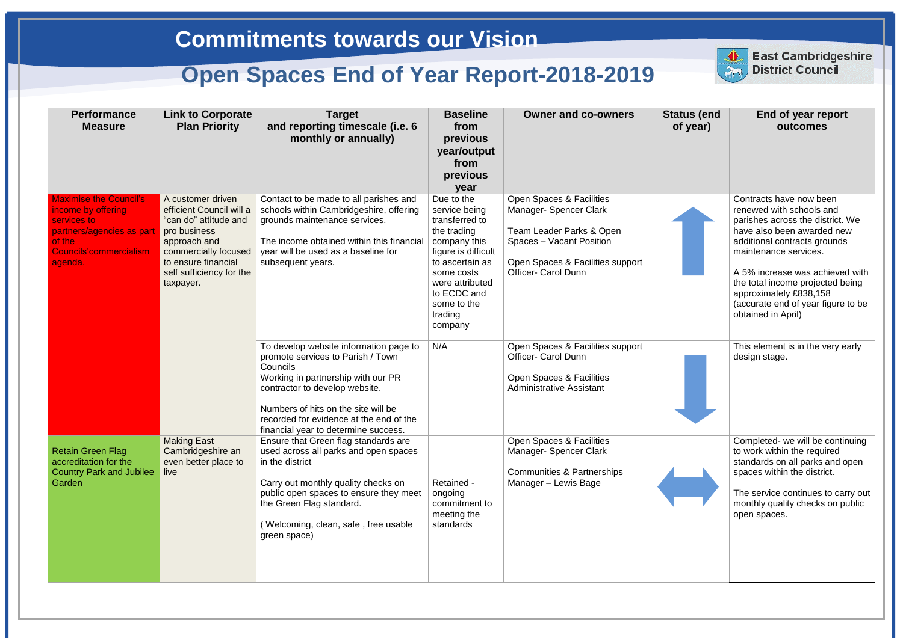# Commitments towards our Vision

## Open Spaces End of Year Report-2018-2019

East Cambridgeshire District Council

| Performance Measure | Link to Corporate Plan Priority | Target and reporting timescale (i.e. 6 monthly or annually) | Baseline from previous year/output from previous year | Owner and co-owners | Status (end of year) | End of year report outcomes |
|---|---|---|---|---|---|---|
| Maximise the Council's income by offering services to partners/agencies as part of the Councils'commercialism agenda. | A customer driven efficient Council will a "can do" attitude and pro business approach and commercially focused to ensure financial self sufficiency for the taxpayer. | Contact to be made to all parishes and schools within Cambridgeshire, offering grounds maintenance services.<br><br>The income obtained within this financial year will be used as a baseline for subsequent years. | Due to the service being transferred to the trading company this figure is difficult to ascertain as some costs were attributed to ECDC and some to the trading company | Open Spaces & Facilities Manager- Spencer Clark<br><br>Team Leader Parks & Open Spaces – Vacant Position<br><br>Open Spaces & Facilities support Officer- Carol Dunn | ↑ | Contracts have now been renewed with schools and parishes across the district. We have also been awarded new additional contracts grounds maintenance services.<br><br>A 5% increase was achieved with the total income projected being approximately £838,158 (accurate end of year figure to be obtained in April) |
| | | To develop website information page to promote services to Parish / Town Councils<br>Working in partnership with our PR contractor to develop website.<br><br>Numbers of hits on the site will be recorded for evidence at the end of the financial year to determine success. | N/A | Open Spaces & Facilities support Officer- Carol Dunn<br><br>Open Spaces & Facilities Administrative Assistant | ↓ | This element is in the very early design stage. |
| Retain Green Flag accreditation for the Country Park and Jubilee Garden | Making East Cambridgeshire an even better place to live | Ensure that Green flag standards are used across all parks and open spaces in the district<br><br>Carry out monthly quality checks on public open spaces to ensure they meet the Green Flag standard.<br><br>( Welcoming, clean, safe , free usable green space) | Retained - ongoing commitment to meeting the standards | Open Spaces & Facilities Manager- Spencer Clark<br><br>Communities & Partnerships Manager – Lewis Bage | ↔ | Completed- we will be continuing to work within the required standards on all parks and open spaces within the district.<br><br>The service continues to carry out monthly quality checks on public open spaces. |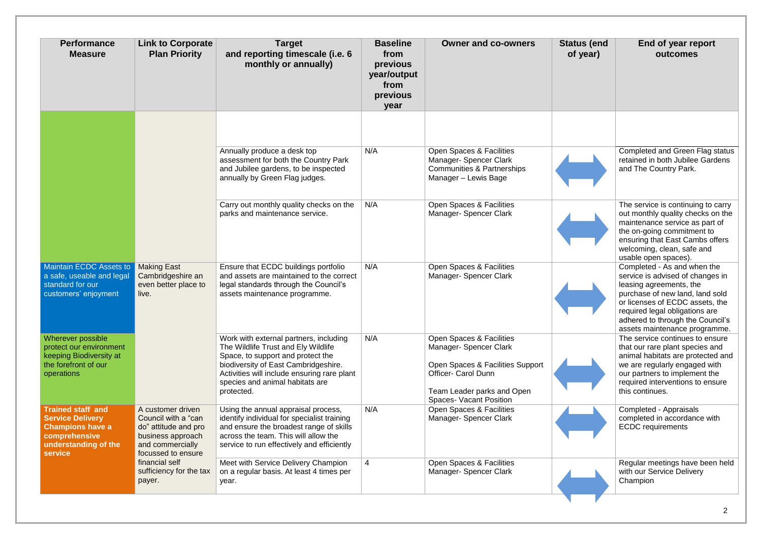| Performance Measure | Link to Corporate Plan Priority | Target and reporting timescale (i.e. 6 monthly or annually) | Baseline from previous year/output from previous year | Owner and co-owners | Status (end of year) | End of year report outcomes |
|---|---|---|---|---|---|---|
| | | | | | | |
| | | Annually produce a desk top assessment for both the Country Park and Jubilee gardens, to be inspected annually by Green Flag judges. | N/A | Open Spaces & Facilities Manager- Spencer Clark Communities & Partnerships Manager – Lewis Bage | ⟺ | Completed and Green Flag status retained in both Jubilee Gardens and The Country Park. |
| | | Carry out monthly quality checks on the parks and maintenance service. | N/A | Open Spaces & Facilities Manager- Spencer Clark | ⟺ | The service is continuing to carry out monthly quality checks on the maintenance service as part of the on-going commitment to ensuring that East Cambs offers welcoming, clean, safe and usable open spaces). |
| Maintain ECDC Assets to a safe, useable and legal standard for our customers' enjoyment | Making East Cambridgeshire an even better place to live. | Ensure that ECDC buildings portfolio and assets are maintained to the correct legal standards through the Council's assets maintenance programme. | N/A | Open Spaces & Facilities Manager- Spencer Clark | ⟺ | Completed - As and when the service is advised of changes in leasing agreements, the purchase of new land, land sold or licenses of ECDC assets, the required legal obligations are adhered to through the Council's assets maintenance programme. |
| Wherever possible protect our environment keeping Biodiversity at the forefront of our operations | | Work with external partners, including The Wildlife Trust and Ely Wildlife Space, to support and protect the biodiversity of East Cambridgeshire. Activities will include ensuring rare plant species and animal habitats are protected. | N/A | Open Spaces & Facilities Manager- Spencer Clark<br><br>Open Spaces & Facilities Support Officer- Carol Dunn<br><br>Team Leader parks and Open Spaces- Vacant Position | ⟺ | The service continues to ensure that our rare plant species and animal habitats are protected and we are regularly engaged with our partners to implement the required interventions to ensure this continues. |
| **Trained staff and Service Delivery Champions have a comprehensive understanding of the service** | A customer driven Council with a "can do" attitude and pro business approach and commercially focussed to ensure financial self sufficiency for the tax payer. | Using the annual appraisal process, identify individual for specialist training and ensure the broadest range of skills across the team. This will allow the service to run effectively and efficiently | N/A | Open Spaces & Facilities Manager- Spencer Clark | ⟺ | Completed - Appraisals completed in accordance with ECDC requirements |
| | | Meet with Service Delivery Champion on a regular basis. At least 4 times per year. | 4 | Open Spaces & Facilities Manager- Spencer Clark | ⟺ | Regular meetings have been held with our Service Delivery Champion |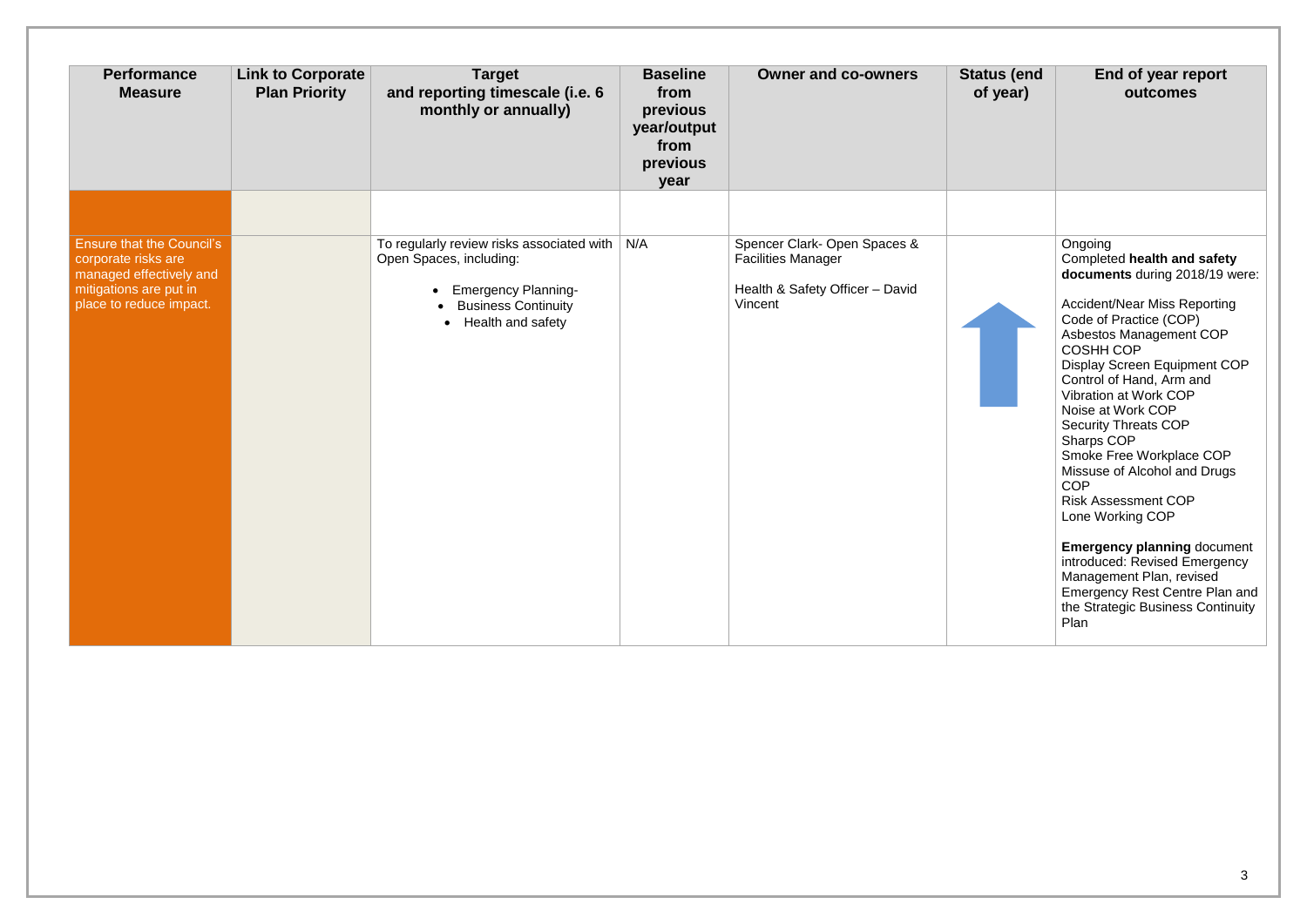| Performance Measure | Link to Corporate Plan Priority | Target and reporting timescale (i.e. 6 monthly or annually) | Baseline from previous year/output from previous year | Owner and co-owners | Status (end of year) | End of year report outcomes |
|---|---|---|---|---|---|---|
| | | | | | | |
| Ensure that the Council's corporate risks are managed effectively and mitigations are put in place to reduce impact. | | To regularly review risks associated with Open Spaces, including:<br>• Emergency Planning-<br>• Business Continuity<br>• Health and safety | N/A | Spencer Clark- Open Spaces & Facilities Manager<br><br>Health & Safety Officer – David Vincent | ↑ | Ongoing<br>Completed **health and safety documents** during 2018/19 were:<br><br>Accident/Near Miss Reporting Code of Practice (COP)<br>Asbestos Management COP<br>COSHH COP<br>Display Screen Equipment COP<br>Control of Hand, Arm and Vibration at Work COP<br>Noise at Work COP<br>Security Threats COP<br>Sharps COP<br>Smoke Free Workplace COP<br>Missuse of Alcohol and Drugs COP<br>Risk Assessment COP<br>Lone Working COP<br><br>**Emergency planning** document introduced: Revised Emergency Management Plan, revised Emergency Rest Centre Plan and the Strategic Business Continuity Plan |